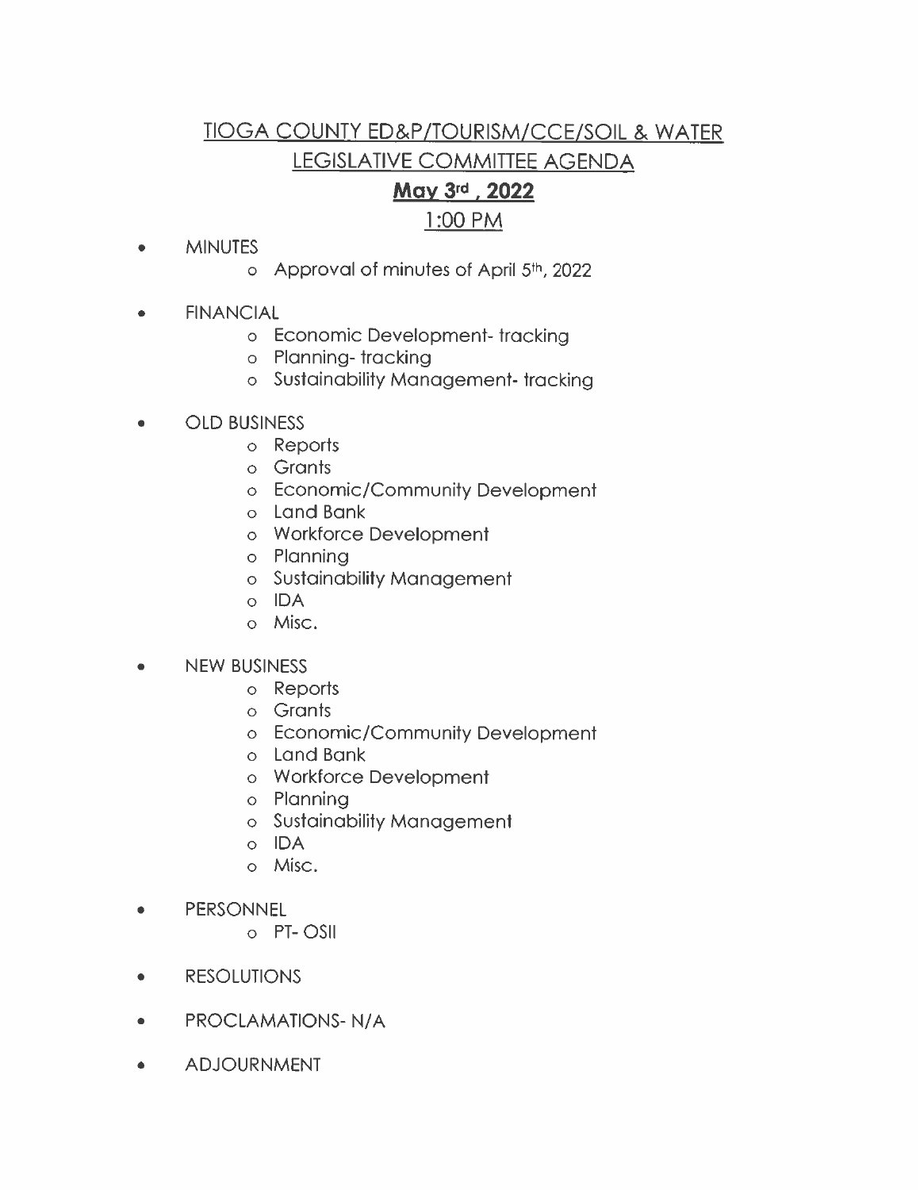# TIOGA COUNTY ED&P/TOURISM/CCE/SOIL & WATER LEGISLATIVE COMMITTEE AGENDA

## **May 3rd, 2022**

## 1:00 PM

- MINUTES
  - Approval of minutes of April 5th, 2022
- FINANCIAL
  - Economic Development- tracking
  - Planning- tracking
  - Sustainability Management- tracking
- OLD BUSINESS
  - Reports
  - Grants
  - Economic/Community Development
  - Land Bank
  - Workforce Development
  - Planning
  - Sustainability Management
  - IDA
  - Misc.
- NEW BUSINESS
  - Reports
  - Grants
  - Economic/Community Development
  - Land Bank
  - Workforce Development
  - Planning
  - Sustainability Management
  - IDA
  - Misc.
- PERSONNEL
  - PT- OSII
- RESOLUTIONS
- PROCLAMATIONS- N/A
- ADJOURNMENT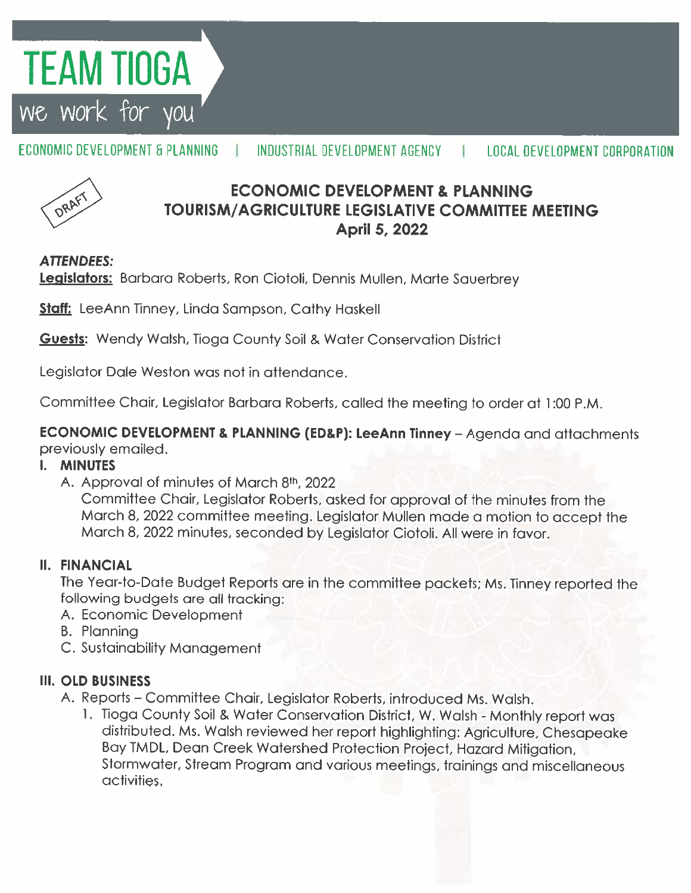TEAM TIOGA

we work for you

ECONOMIC DEVELOPMENT & PLANNING | INDUSTRIAL DEVELOPMENT AGENCY | LOCAL DEVELOPMENT CORPORATION

DRAFT

# ECONOMIC DEVELOPMENT & PLANNING TOURISM/AGRICULTURE LEGISLATIVE COMMITTEE MEETING April 5, 2022

***ATTENDEES:***

**Legislators:** Barbara Roberts, Ron Ciotoli, Dennis Mullen, Marte Sauerbrey

**Staff:** LeeAnn Tinney, Linda Sampson, Cathy Haskell

**Guests:** Wendy Walsh, Tioga County Soil & Water Conservation District

Legislator Dale Weston was not in attendance.

Committee Chair, Legislator Barbara Roberts, called the meeting to order at 1:00 P.M.

**ECONOMIC DEVELOPMENT & PLANNING (ED&P): LeeAnn Tinney** – Agenda and attachments previously emailed.

**I. MINUTES**

A. Approval of minutes of March 8th, 2022
   Committee Chair, Legislator Roberts, asked for approval of the minutes from the March 8, 2022 committee meeting. Legislator Mullen made a motion to accept the March 8, 2022 minutes, seconded by Legislator Ciotoli. All were in favor.

**II. FINANCIAL**

The Year-to-Date Budget Reports are in the committee packets; Ms. Tinney reported the following budgets are all tracking:

A. Economic Development
B. Planning
C. Sustainability Management

**III. OLD BUSINESS**

A. Reports – Committee Chair, Legislator Roberts, introduced Ms. Walsh.
   1. Tioga County Soil & Water Conservation District, W. Walsh - Monthly report was distributed. Ms. Walsh reviewed her report highlighting: Agriculture, Chesapeake Bay TMDL, Dean Creek Watershed Protection Project, Hazard Mitigation, Stormwater, Stream Program and various meetings, trainings and miscellaneous activities.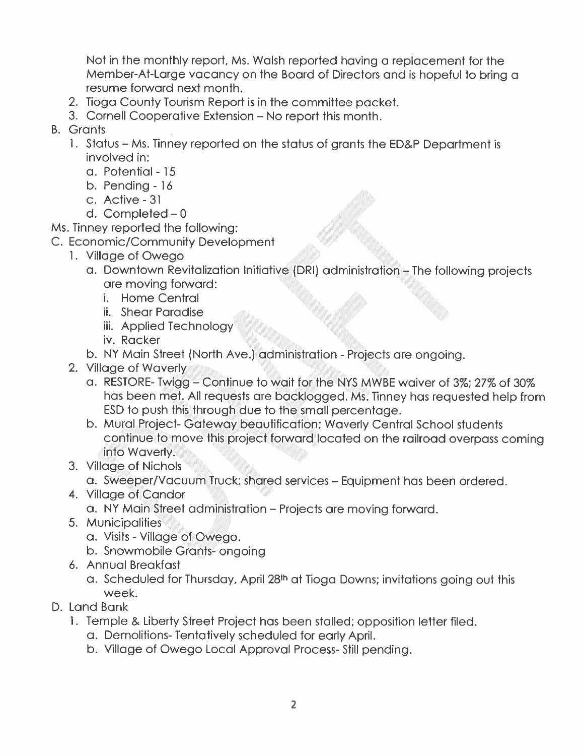Not in the monthly report, Ms. Walsh reported having a replacement for the Member-At-Large vacancy on the Board of Directors and is hopeful to bring a resume forward next month.

2. Tioga County Tourism Report is in the committee packet.
3. Cornell Cooperative Extension – No report this month.

B. Grants
   1. Status – Ms. Tinney reported on the status of grants the ED&P Department is involved in:
      a. Potential - 15
      b. Pending - 16
      c. Active - 31
      d. Completed – 0

Ms. Tinney reported the following:

C. Economic/Community Development
   1. Village of Owego
      a. Downtown Revitalization Initiative (DRI) administration – The following projects are moving forward:
         i. Home Central
         ii. Shear Paradise
         iii. Applied Technology
         iv. Racker
      b. NY Main Street (North Ave.) administration - Projects are ongoing.
   2. Village of Waverly
      a. RESTORE- Twigg – Continue to wait for the NYS MWBE waiver of 3%; 27% of 30% has been met. All requests are backlogged. Ms. Tinney has requested help from ESD to push this through due to the small percentage.
      b. Mural Project- Gateway beautification; Waverly Central School students continue to move this project forward located on the railroad overpass coming into Waverly.
   3. Village of Nichols
      a. Sweeper/Vacuum Truck; shared services – Equipment has been ordered.
   4. Village of Candor
      a. NY Main Street administration – Projects are moving forward.
   5. Municipalities
      a. Visits - Village of Owego.
      b. Snowmobile Grants- ongoing
   6. Annual Breakfast
      a. Scheduled for Thursday, April 28th at Tioga Downs; invitations going out this week.

D. Land Bank
   1. Temple & Liberty Street Project has been stalled; opposition letter filed.
      a. Demolitions- Tentatively scheduled for early April.
      b. Village of Owego Local Approval Process- Still pending.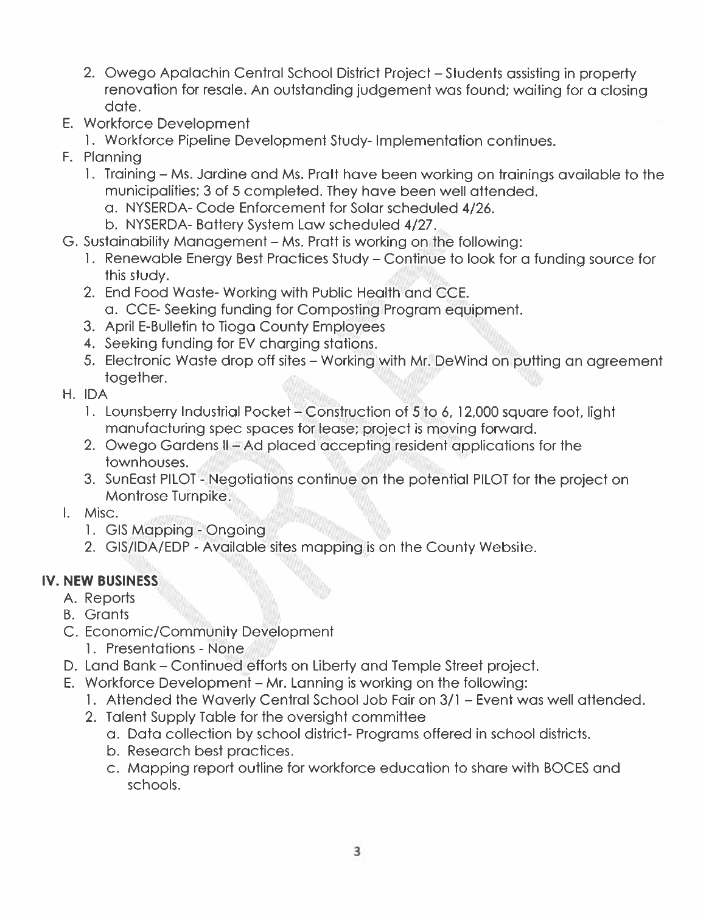2. Owego Apalachin Central School District Project – Students assisting in property renovation for resale. An outstanding judgement was found; waiting for a closing date.

E. Workforce Development
   1. Workforce Pipeline Development Study- Implementation continues.

F. Planning
   1. Training – Ms. Jardine and Ms. Pratt have been working on trainings available to the municipalities; 3 of 5 completed. They have been well attended.
      a. NYSERDA- Code Enforcement for Solar scheduled 4/26.
      b. NYSERDA- Battery System Law scheduled 4/27.

G. Sustainability Management – Ms. Pratt is working on the following:
   1. Renewable Energy Best Practices Study – Continue to look for a funding source for this study.
   2. End Food Waste- Working with Public Health and CCE.
      a. CCE- Seeking funding for Composting Program equipment.
   3. April E-Bulletin to Tioga County Employees
   4. Seeking funding for EV charging stations.
   5. Electronic Waste drop off sites – Working with Mr. DeWind on putting an agreement together.

H. IDA
   1. Lounsberry Industrial Pocket – Construction of 5 to 6, 12,000 square foot, light manufacturing spec spaces for lease; project is moving forward.
   2. Owego Gardens II – Ad placed accepting resident applications for the townhouses.
   3. SunEast PILOT - Negotiations continue on the potential PILOT for the project on Montrose Turnpike.

I. Misc.
   1. GIS Mapping - Ongoing
   2. GIS/IDA/EDP - Available sites mapping is on the County Website.

## IV. NEW BUSINESS

A. Reports

B. Grants

C. Economic/Community Development
   1. Presentations - None

D. Land Bank – Continued efforts on Liberty and Temple Street project.

E. Workforce Development – Mr. Lanning is working on the following:
   1. Attended the Waverly Central School Job Fair on 3/1 – Event was well attended.
   2. Talent Supply Table for the oversight committee
      a. Data collection by school district- Programs offered in school districts.
      b. Research best practices.
      c. Mapping report outline for workforce education to share with BOCES and schools.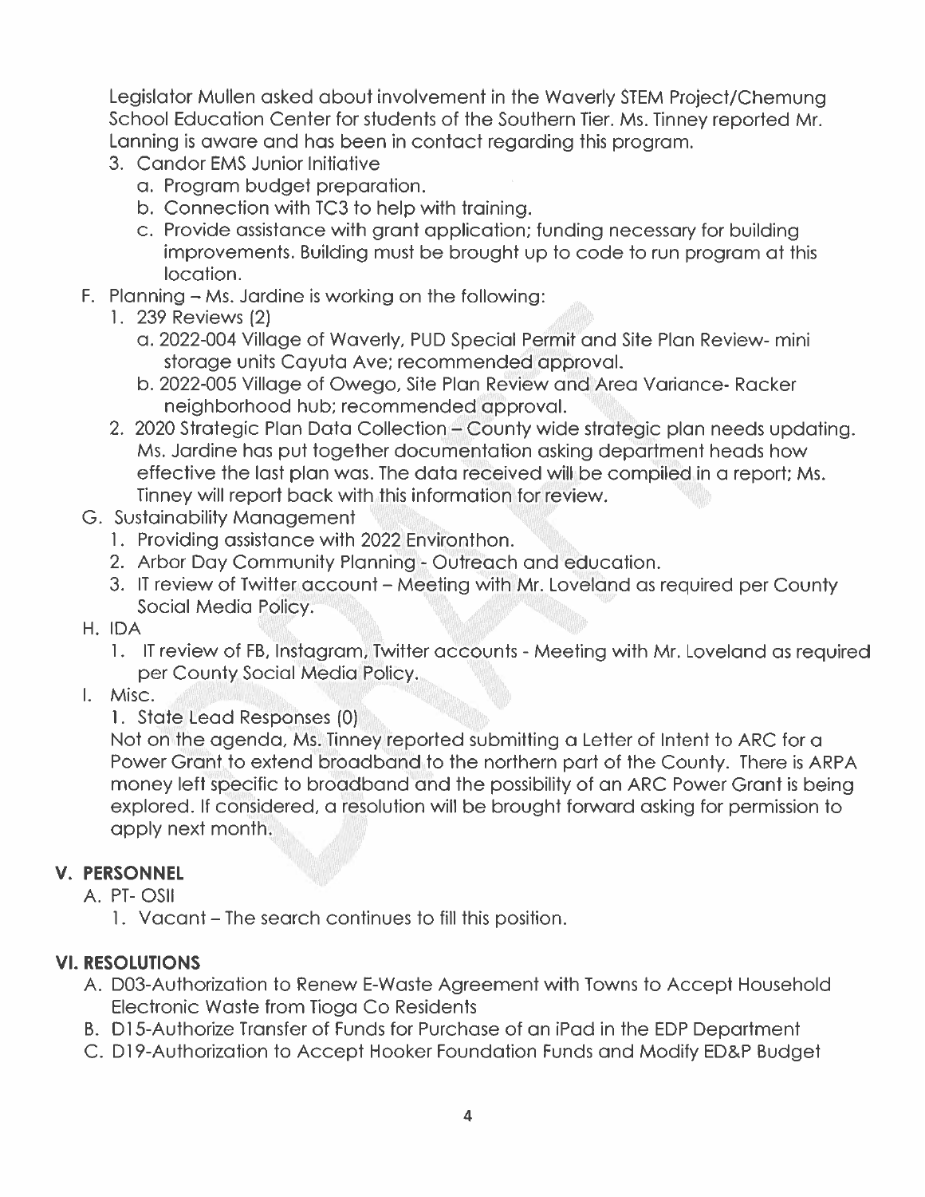Legislator Mullen asked about involvement in the Waverly STEM Project/Chemung School Education Center for students of the Southern Tier. Ms. Tinney reported Mr. Lanning is aware and has been in contact regarding this program.

3. Candor EMS Junior Initiative
   a. Program budget preparation.
   b. Connection with TC3 to help with training.
   c. Provide assistance with grant application; funding necessary for building improvements. Building must be brought up to code to run program at this location.

F. Planning – Ms. Jardine is working on the following:
   1. 239 Reviews (2)
      a. 2022-004 Village of Waverly, PUD Special Permit and Site Plan Review- mini storage units Cayuta Ave; recommended approval.
      b. 2022-005 Village of Owego, Site Plan Review and Area Variance- Racker neighborhood hub; recommended approval.
   2. 2020 Strategic Plan Data Collection – County wide strategic plan needs updating. Ms. Jardine has put together documentation asking department heads how effective the last plan was. The data received will be compiled in a report; Ms. Tinney will report back with this information for review.

G. Sustainability Management
   1. Providing assistance with 2022 Environthon.
   2. Arbor Day Community Planning - Outreach and education.
   3. IT review of Twitter account – Meeting with Mr. Loveland as required per County Social Media Policy.

H. IDA
   1. IT review of FB, Instagram, Twitter accounts - Meeting with Mr. Loveland as required per County Social Media Policy.

I. Misc.
   1. State Lead Responses (0)

   Not on the agenda, Ms. Tinney reported submitting a Letter of Intent to ARC for a Power Grant to extend broadband to the northern part of the County. There is ARPA money left specific to broadband and the possibility of an ARC Power Grant is being explored. If considered, a resolution will be brought forward asking for permission to apply next month.

## V. PERSONNEL

A. PT- OSII
   1. Vacant – The search continues to fill this position.

## VI. RESOLUTIONS

A. D03-Authorization to Renew E-Waste Agreement with Towns to Accept Household Electronic Waste from Tioga Co Residents
B. D15-Authorize Transfer of Funds for Purchase of an iPad in the EDP Department
C. D19-Authorization to Accept Hooker Foundation Funds and Modify ED&P Budget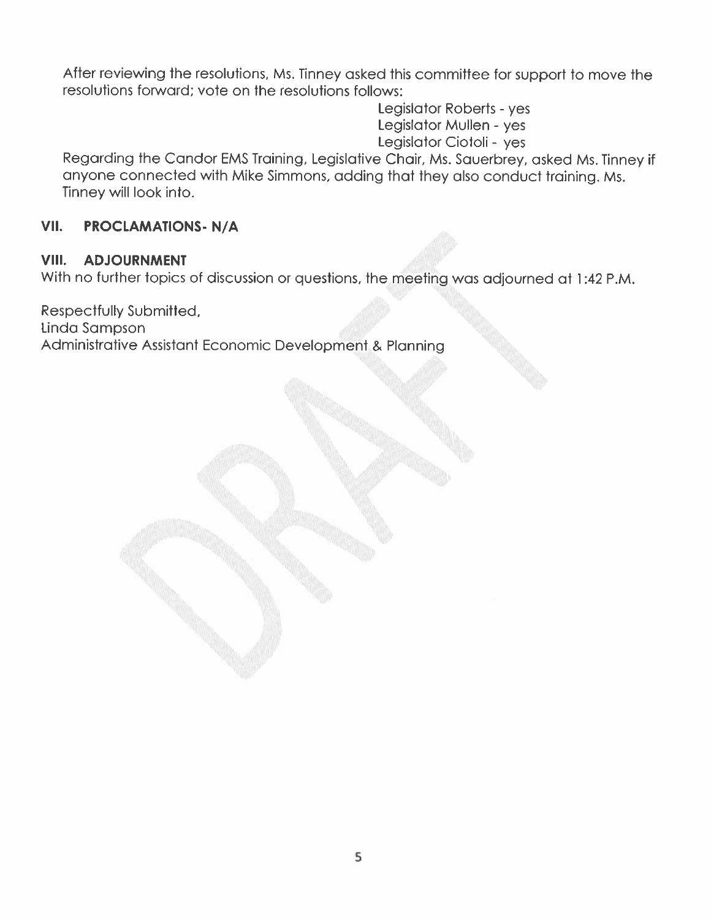After reviewing the resolutions, Ms. Tinney asked this committee for support to move the resolutions forward; vote on the resolutions follows:

Legislator Roberts - yes
Legislator Mullen - yes
Legislator Ciotoli - yes

Regarding the Candor EMS Training, Legislative Chair, Ms. Sauerbrey, asked Ms. Tinney if anyone connected with Mike Simmons, adding that they also conduct training. Ms. Tinney will look into.

## VII. PROCLAMATIONS- N/A

## VIII. ADJOURNMENT

With no further topics of discussion or questions, the meeting was adjourned at 1:42 P.M.

Respectfully Submitted,
Linda Sampson
Administrative Assistant Economic Development & Planning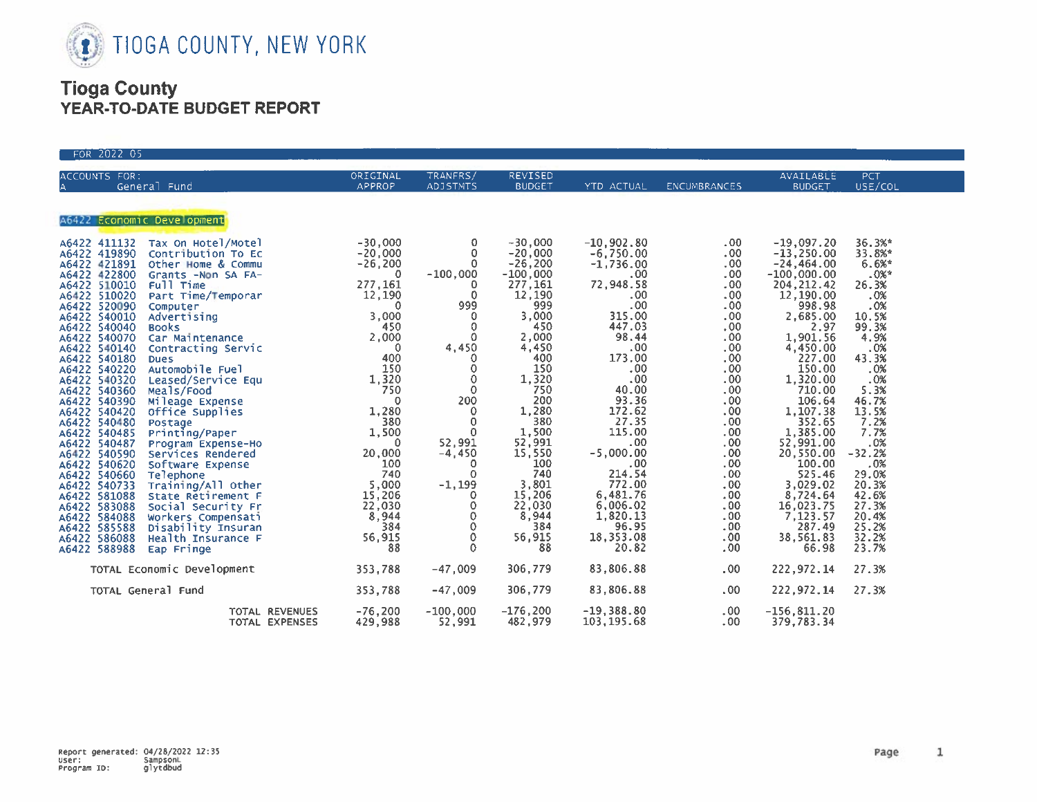# TIOGA COUNTY, NEW YORK

## Tioga County
## YEAR-TO-DATE BUDGET REPORT

FOR 2022 05

| ACCOUNTS FOR: A General Fund | | ORIGINAL APPROP | TRANFRS/ ADJSTMTS | REVISED BUDGET | YTD ACTUAL | ENCUMBRANCES | AVAILABLE BUDGET | PCT USE/COL |
|---|---|---|---|---|---|---|---|---|
| **A6422 Economic Development** | | | | | | | | |
| A6422 411132 | Tax On Hotel/Motel | -30,000 | 0 | -30,000 | -10,902.80 | .00 | -19,097.20 | 36.3%* |
| A6422 419890 | Contribution To Ec | -20,000 | 0 | -20,000 | -6,750.00 | .00 | -13,250.00 | 33.8%* |
| A6422 421891 | Other Home & Commu | -26,200 | 0 | -26,200 | -1,736.00 | .00 | -24,464.00 | 6.6%* |
| A6422 422800 | Grants -Non SA FA- | 0 | -100,000 | -100,000 | .00 | .00 | -100,000.00 | .0%* |
| A6422 510010 | Full Time | 277,161 | 0 | 277,161 | 72,948.58 | .00 | 204,212.42 | 26.3% |
| A6422 510020 | Part Time/Temporar | 12,190 | 0 | 12,190 | .00 | .00 | 12,190.00 | .0% |
| A6422 520090 | Computer | 0 | 999 | 999 | .00 | .00 | 998.98 | .0% |
| A6422 540010 | Advertising | 3,000 | 0 | 3,000 | 315.00 | .00 | 2,685.00 | 10.5% |
| A6422 540040 | Books | 450 | 0 | 450 | 447.03 | .00 | 2.97 | 99.3% |
| A6422 540070 | Car Maintenance | 2,000 | 0 | 2,000 | 98.44 | .00 | 1,901.56 | 4.9% |
| A6422 540140 | Contracting Servic | 0 | 4,450 | 4,450 | .00 | .00 | 4,450.00 | .0% |
| A6422 540180 | Dues | 400 | 0 | 400 | 173.00 | .00 | 227.00 | 43.3% |
| A6422 540220 | Automobile Fuel | 150 | 0 | 150 | .00 | .00 | 150.00 | .0% |
| A6422 540320 | Leased/Service Equ | 1,320 | 0 | 1,320 | .00 | .00 | 1,320.00 | .0% |
| A6422 540360 | Meals/Food | 750 | 0 | 750 | 40.00 | .00 | 710.00 | 5.3% |
| A6422 540390 | Mileage Expense | 0 | 200 | 200 | 93.36 | .00 | 106.64 | 46.7% |
| A6422 540420 | Office Supplies | 1,280 | 0 | 1,280 | 172.62 | .00 | 1,107.38 | 13.5% |
| A6422 540480 | Postage | 380 | 0 | 380 | 27.35 | .00 | 352.65 | 7.2% |
| A6422 540485 | Printing/Paper | 1,500 | 0 | 1,500 | 115.00 | .00 | 1,385.00 | 7.7% |
| A6422 540487 | Program Expense-Ho | 0 | 52,991 | 52,991 | .00 | .00 | 52,991.00 | .0% |
| A6422 540590 | Services Rendered | 20,000 | -4,450 | 15,550 | -5,000.00 | .00 | 20,550.00 | -32.2% |
| A6422 540620 | Software Expense | 100 | 0 | 100 | .00 | .00 | 100.00 | .0% |
| A6422 540660 | Telephone | 740 | 0 | 740 | 214.54 | .00 | 525.46 | 29.0% |
| A6422 540733 | Training/All Other | 5,000 | -1,199 | 3,801 | 772.00 | .00 | 3,029.02 | 20.3% |
| A6422 581088 | State Retirement F | 15,206 | 0 | 15,206 | 6,481.76 | .00 | 8,724.64 | 42.6% |
| A6422 583088 | Social Security Fr | 22,030 | 0 | 22,030 | 6,006.02 | .00 | 16,023.75 | 27.3% |
| A6422 584088 | Workers Compensati | 8,944 | 0 | 8,944 | 1,820.13 | .00 | 7,123.57 | 20.4% |
| A6422 585588 | Disability Insuran | 384 | 0 | 384 | 96.95 | .00 | 287.49 | 25.2% |
| A6422 586088 | Health Insurance F | 56,915 | 0 | 56,915 | 18,353.08 | .00 | 38,561.83 | 32.2% |
| A6422 588988 | Eap Fringe | 88 | 0 | 88 | 20.82 | .00 | 66.98 | 23.7% |
| TOTAL Economic Development | | 353,788 | -47,009 | 306,779 | 83,806.88 | .00 | 222,972.14 | 27.3% |
| TOTAL General Fund | | 353,788 | -47,009 | 306,779 | 83,806.88 | .00 | 222,972.14 | 27.3% |
| | TOTAL REVENUES | -76,200 | -100,000 | -176,200 | -19,388.80 | .00 | -156,811.20 | |
| | TOTAL EXPENSES | 429,988 | 52,991 | 482,979 | 103,195.68 | .00 | 379,783.34 | |

Report generated: 04/28/2022 12:35
User: SampsonL
Program ID: glytdbud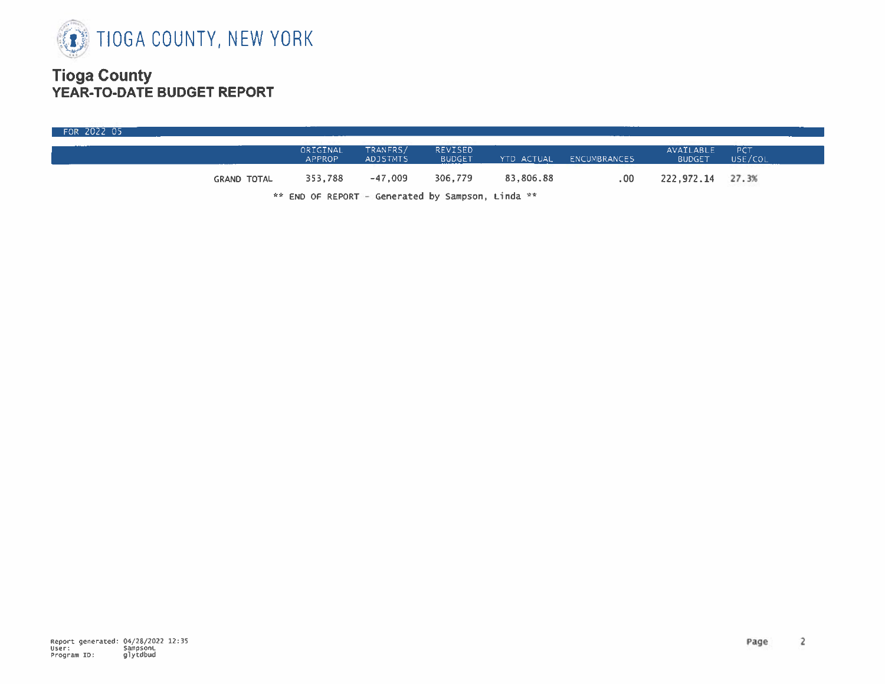# TIOGA COUNTY, NEW YORK

## Tioga County
### YEAR-TO-DATE BUDGET REPORT

FOR 2022 05

| | ORIGINAL APPROP | TRANFRS/ ADJSTMTS | REVISED BUDGET | YTD ACTUAL | ENCUMBRANCES | AVAILABLE BUDGET | PCT USE/COL |
|---|---|---|---|---|---|---|---|
| GRAND TOTAL | 353,788 | -47,009 | 306,779 | 83,806.88 | .00 | 222,972.14 | 27.3% |

** END OF REPORT - Generated by Sampson, Linda **

Report generated: 04/28/2022 12:35
User: SampsonL
Program ID: glytdbud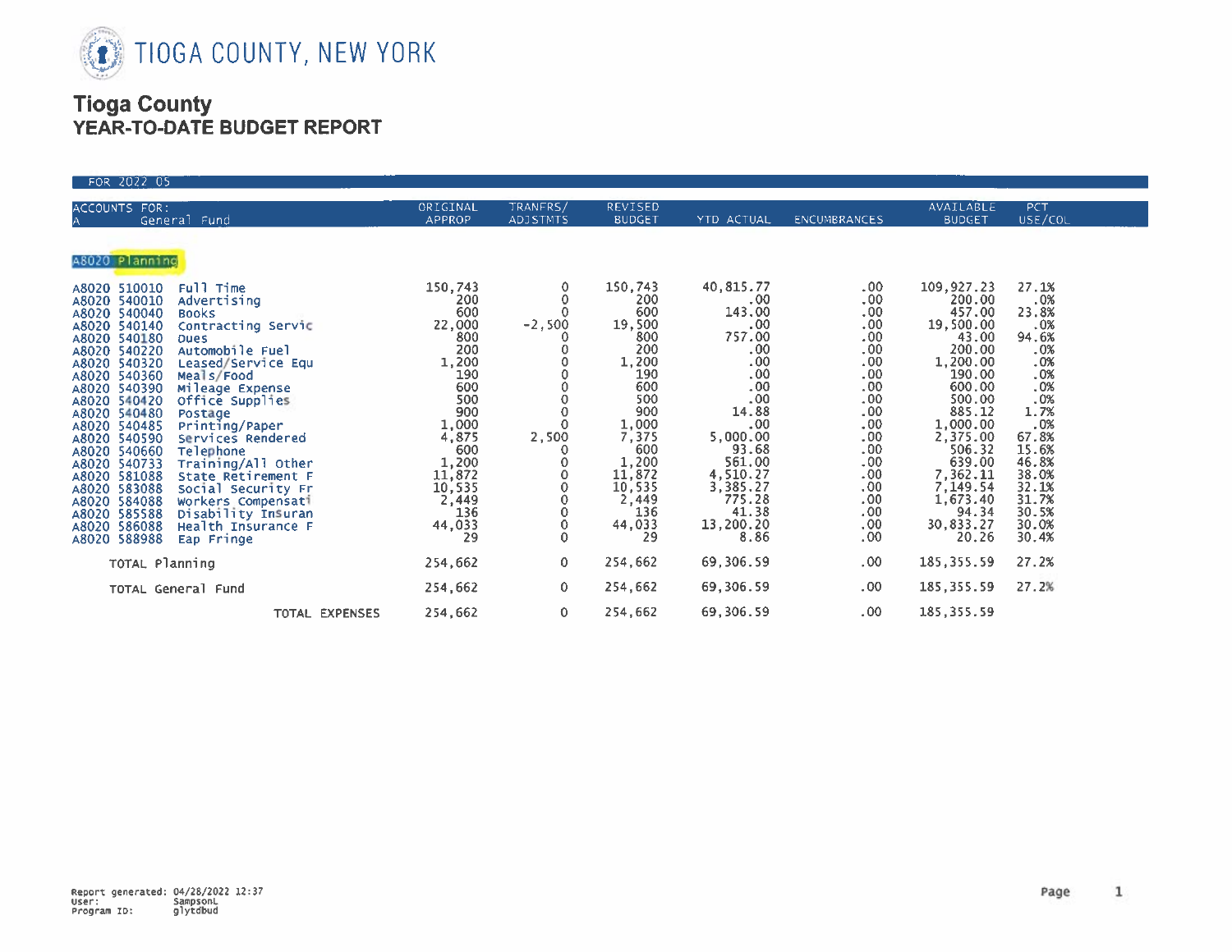TIOGA COUNTY, NEW YORK

# Tioga County
## YEAR-TO-DATE BUDGET REPORT

FOR 2022 05

| ACCOUNTS FOR: A General Fund | | ORIGINAL APPROP | TRANFRS/ ADJSTMTS | REVISED BUDGET | YTD ACTUAL | ENCUMBRANCES | AVAILABLE BUDGET | PCT USE/COL |
|---|---|---|---|---|---|---|---|---|
| **A8020 Planning** | | | | | | | | |
| A8020 510010 | Full Time | 150,743 | 0 | 150,743 | 40,815.77 | .00 | 109,927.23 | 27.1% |
| A8020 540010 | Advertising | 200 | 0 | 200 | .00 | .00 | 200.00 | .0% |
| A8020 540040 | Books | 600 | 0 | 600 | 143.00 | .00 | 457.00 | 23.8% |
| A8020 540140 | Contracting Servic | 22,000 | -2,500 | 19,500 | .00 | .00 | 19,500.00 | .0% |
| A8020 540180 | Dues | 800 | 0 | 800 | 757.00 | .00 | 43.00 | 94.6% |
| A8020 540220 | Automobile Fuel | 200 | 0 | 200 | .00 | .00 | 200.00 | .0% |
| A8020 540320 | Leased/Service Equ | 1,200 | 0 | 1,200 | .00 | .00 | 1,200.00 | .0% |
| A8020 540360 | Meals/Food | 190 | 0 | 190 | .00 | .00 | 190.00 | .0% |
| A8020 540390 | Mileage Expense | 600 | 0 | 600 | .00 | .00 | 600.00 | .0% |
| A8020 540420 | Office Supplies | 500 | 0 | 500 | .00 | .00 | 500.00 | .0% |
| A8020 540480 | Postage | 900 | 0 | 900 | 14.88 | .00 | 885.12 | 1.7% |
| A8020 540485 | Printing/Paper | 1,000 | 0 | 1,000 | .00 | .00 | 1,000.00 | .0% |
| A8020 540590 | Services Rendered | 4,875 | 2,500 | 7,375 | 5,000.00 | .00 | 2,375.00 | 67.8% |
| A8020 540660 | Telephone | 600 | 0 | 600 | 93.68 | .00 | 506.32 | 15.6% |
| A8020 540733 | Training/All Other | 1,200 | 0 | 1,200 | 561.00 | .00 | 639.00 | 46.8% |
| A8020 581088 | State Retirement F | 11,872 | 0 | 11,872 | 4,510.27 | .00 | 7,362.11 | 38.0% |
| A8020 583088 | Social Security Fr | 10,535 | 0 | 10,535 | 3,385.27 | .00 | 7,149.54 | 32.1% |
| A8020 584088 | Workers Compensati | 2,449 | 0 | 2,449 | 775.28 | .00 | 1,673.40 | 31.7% |
| A8020 585588 | Disability Insuran | 136 | 0 | 136 | 41.38 | .00 | 94.34 | 30.5% |
| A8020 586088 | Health Insurance F | 44,033 | 0 | 44,033 | 13,200.20 | .00 | 30,833.27 | 30.0% |
| A8020 588988 | Eap Fringe | 29 | 0 | 29 | 8.86 | .00 | 20.26 | 30.4% |
| TOTAL Planning | | 254,662 | 0 | 254,662 | 69,306.59 | .00 | 185,355.59 | 27.2% |
| TOTAL General Fund | | 254,662 | 0 | 254,662 | 69,306.59 | .00 | 185,355.59 | 27.2% |
| TOTAL EXPENSES | | 254,662 | 0 | 254,662 | 69,306.59 | .00 | 185,355.59 | |

Report generated: 04/28/2022 12:37
User: SampsonL
Program ID: glytdbud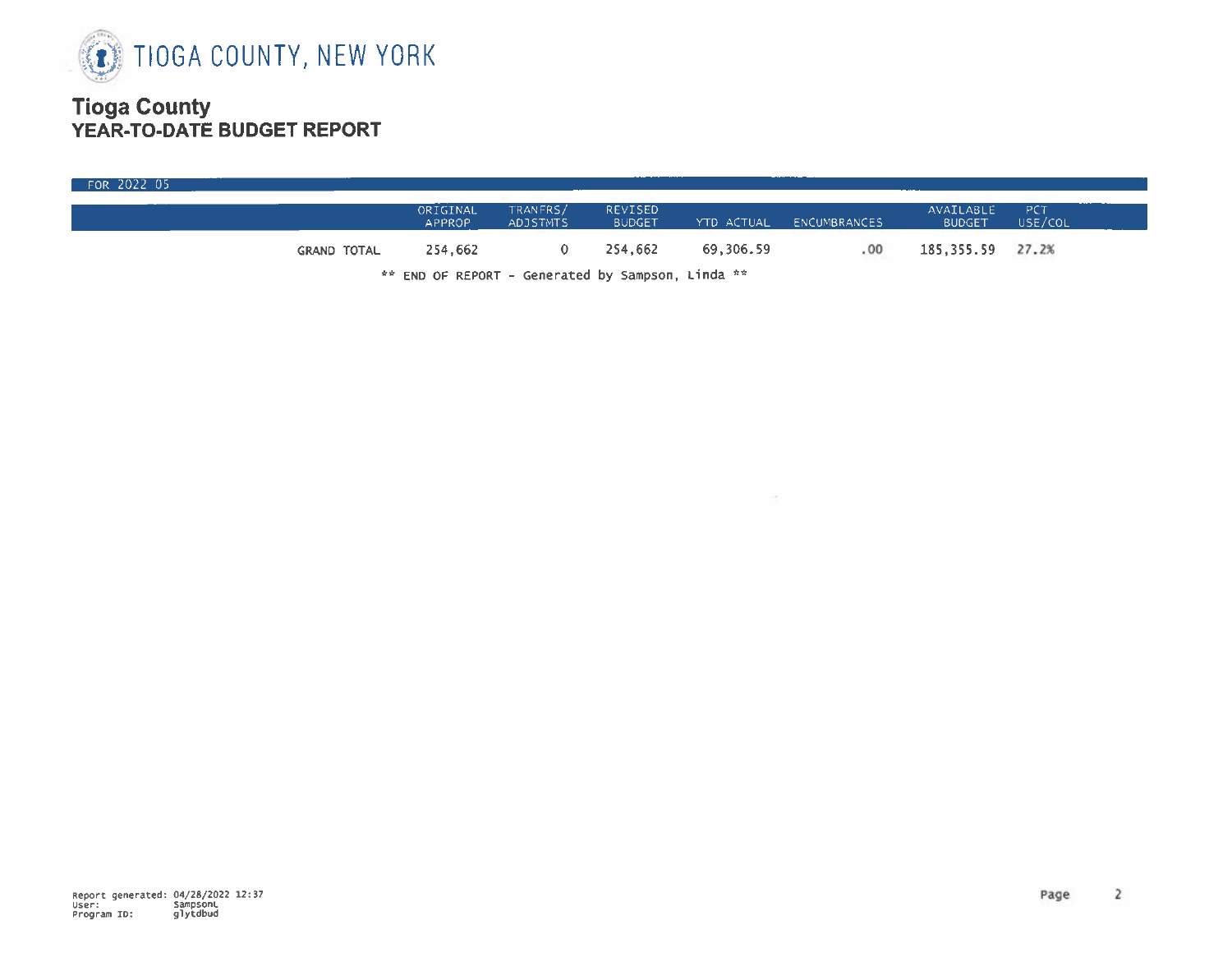![TIOGA COUNTY, NEW YORK]

# Tioga County
## YEAR-TO-DATE BUDGET REPORT

FOR 2022 05

| | ORIGINAL APPROP | TRANFRS/ ADJSTMTS | REVISED BUDGET | YTD ACTUAL | ENCUMBRANCES | AVAILABLE BUDGET | PCT USE/COL |
|---|---|---|---|---|---|---|---|
| GRAND TOTAL | 254,662 | 0 | 254,662 | 69,306.59 | .00 | 185,355.59 | 27.2% |

** END OF REPORT - Generated by Sampson, Linda **

Report generated: 04/28/2022 12:37
User: SampsonL
Program ID: glytdbud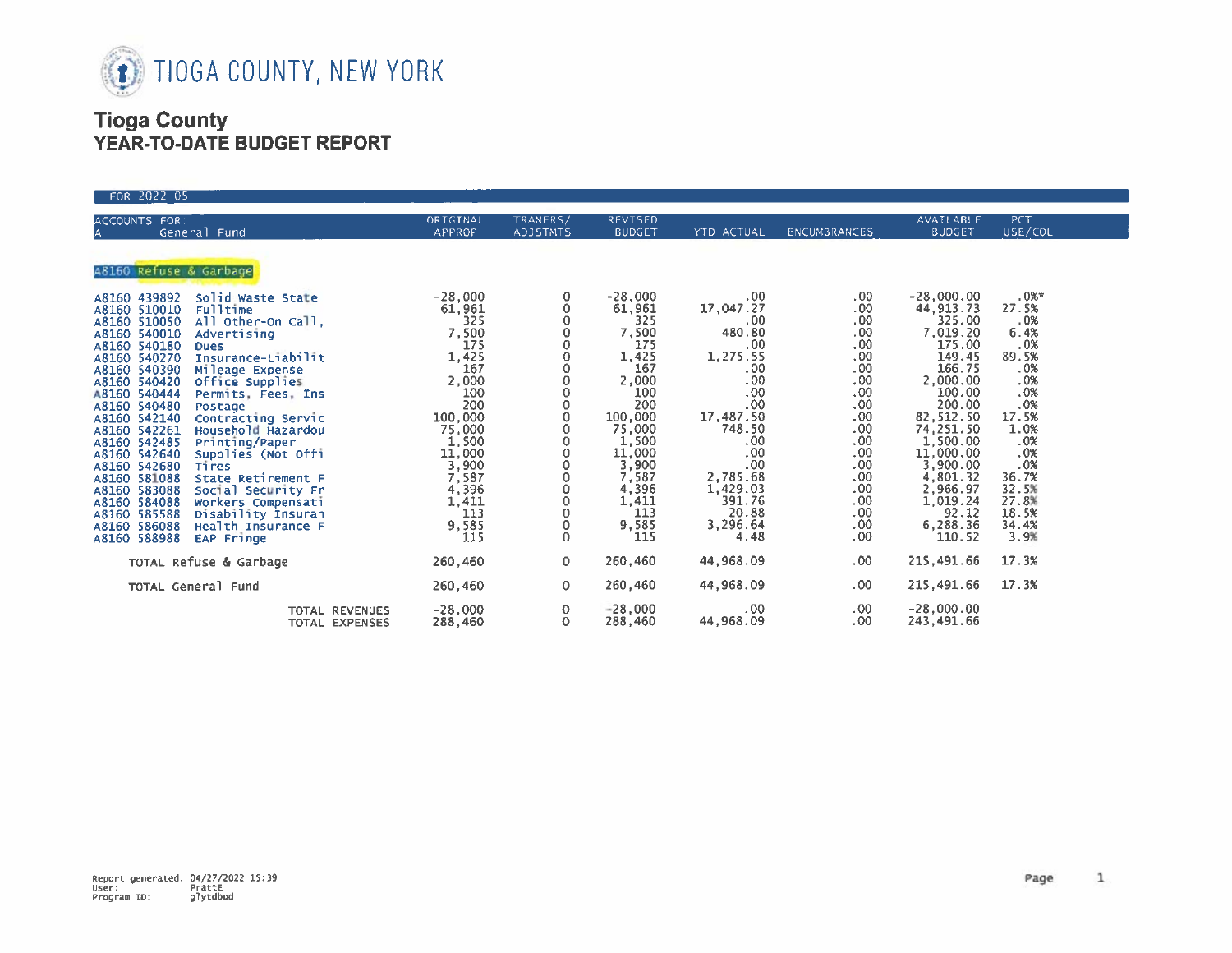# TIOGA COUNTY, NEW YORK

## Tioga County
## YEAR-TO-DATE BUDGET REPORT

FOR 2022 05

| ACCOUNTS FOR: A General Fund | | ORIGINAL APPROP | TRANFRS/ ADJSTMTS | REVISED BUDGET | YTD ACTUAL | ENCUMBRANCES | AVAILABLE BUDGET | PCT USE/COL |
|---|---|---|---|---|---|---|---|---|
| **A8160 Refuse & Garbage** | | | | | | | | |
| A8160 439892 | Solid Waste State | -28,000 | 0 | -28,000 | .00 | .00 | -28,000.00 | .0%* |
| A8160 510010 | Fulltime | 61,961 | 0 | 61,961 | 17,047.27 | .00 | 44,913.73 | 27.5% |
| A8160 510050 | All Other-On Call, | 325 | 0 | 325 | .00 | .00 | 325.00 | .0% |
| A8160 540010 | Advertising | 7,500 | 0 | 7,500 | 480.80 | .00 | 7,019.20 | 6.4% |
| A8160 540180 | Dues | 175 | 0 | 175 | .00 | .00 | 175.00 | .0% |
| A8160 540270 | Insurance-Liabilit | 1,425 | 0 | 1,425 | 1,275.55 | .00 | 149.45 | 89.5% |
| A8160 540390 | Mileage Expense | 167 | 0 | 167 | .00 | .00 | 166.75 | .0% |
| A8160 540420 | Office Supplies | 2,000 | 0 | 2,000 | .00 | .00 | 2,000.00 | .0% |
| A8160 540444 | Permits, Fees, Ins | 100 | 0 | 100 | .00 | .00 | 100.00 | .0% |
| A8160 540480 | Postage | 200 | 0 | 200 | .00 | .00 | 200.00 | .0% |
| A8160 542140 | Contracting Servic | 100,000 | 0 | 100,000 | 17,487.50 | .00 | 82,512.50 | 17.5% |
| A8160 542261 | Household Hazardou | 75,000 | 0 | 75,000 | 748.50 | .00 | 74,251.50 | 1.0% |
| A8160 542485 | Printing/Paper | 1,500 | 0 | 1,500 | .00 | .00 | 1,500.00 | .0% |
| A8160 542640 | Supplies (Not Offi | 11,000 | 0 | 11,000 | .00 | .00 | 11,000.00 | .0% |
| A8160 542680 | Tires | 3,900 | 0 | 3,900 | .00 | .00 | 3,900.00 | .0% |
| A8160 581088 | State Retirement F | 7,587 | 0 | 7,587 | 2,785.68 | .00 | 4,801.32 | 36.7% |
| A8160 583088 | Social Security Fr | 4,396 | 0 | 4,396 | 1,429.03 | .00 | 2,966.97 | 32.5% |
| A8160 584088 | Workers Compensati | 1,411 | 0 | 1,411 | 391.76 | .00 | 1,019.24 | 27.8% |
| A8160 585588 | Disability Insuran | 113 | 0 | 113 | 20.88 | .00 | 92.12 | 18.5% |
| A8160 586088 | Health Insurance F | 9,585 | 0 | 9,585 | 3,296.64 | .00 | 6,288.36 | 34.4% |
| A8160 588988 | EAP Fringe | 115 | 0 | 115 | 4.48 | .00 | 110.52 | 3.9% |
| TOTAL Refuse & Garbage | | 260,460 | 0 | 260,460 | 44,968.09 | .00 | 215,491.66 | 17.3% |
| TOTAL General Fund | | 260,460 | 0 | 260,460 | 44,968.09 | .00 | 215,491.66 | 17.3% |
| | TOTAL REVENUES | -28,000 | 0 | -28,000 | .00 | .00 | -28,000.00 | |
| | TOTAL EXPENSES | 288,460 | 0 | 288,460 | 44,968.09 | .00 | 243,491.66 | |

Report generated: 04/27/2022 15:39
User: PrattE
Program ID: glytdbud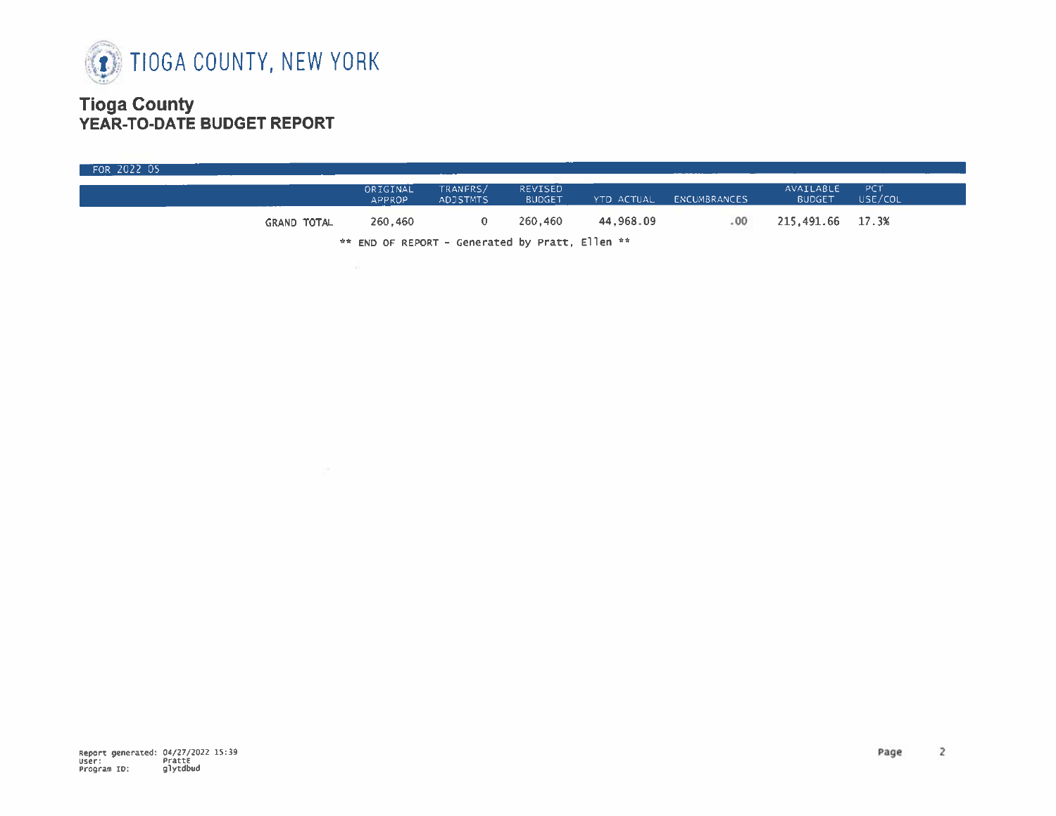TIOGA COUNTY, NEW YORK

# Tioga County
## YEAR-TO-DATE BUDGET REPORT

FOR 2022 05

| | ORIGINAL APPROP | TRANFRS/ ADJSTMTS | REVISED BUDGET | YTD ACTUAL | ENCUMBRANCES | AVAILABLE BUDGET | PCT USE/COL |
|---|---|---|---|---|---|---|---|
| GRAND TOTAL | 260,460 | 0 | 260,460 | 44,968.09 | .00 | 215,491.66 | 17.3% |

** END OF REPORT - Generated by Pratt, Ellen **

Report generated: 04/27/2022 15:39
User: PrattE
Program ID: glytdbud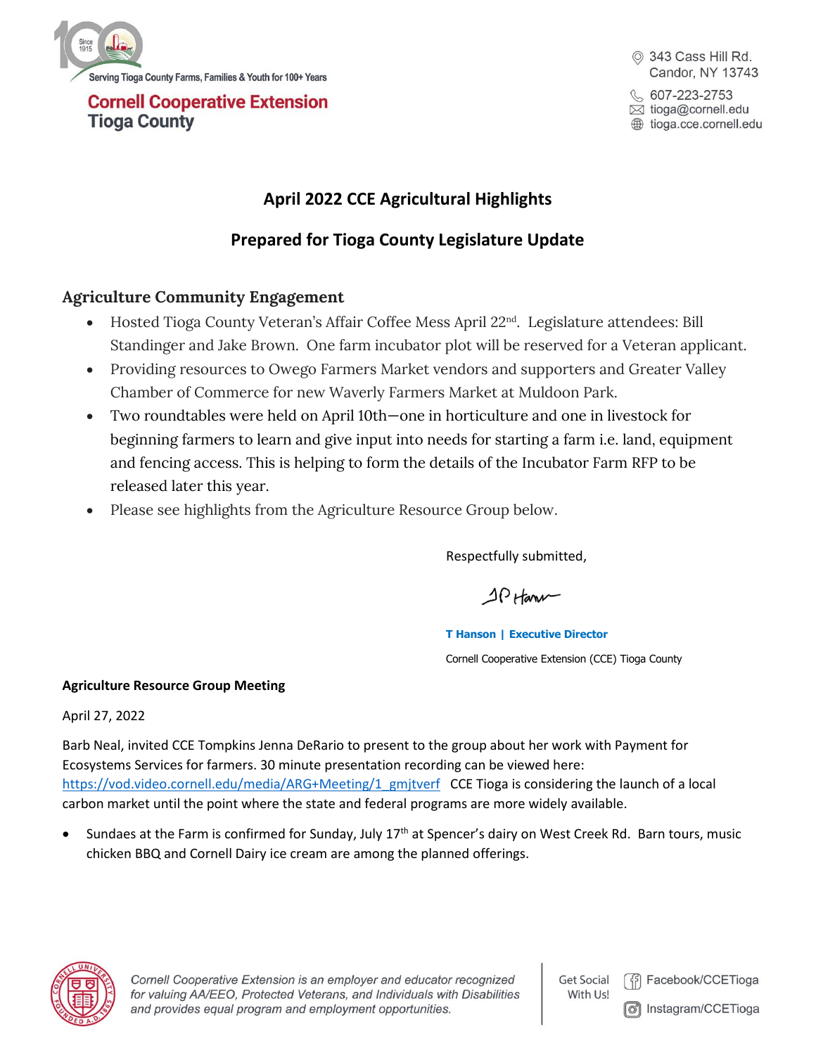Serving Tioga County Farms, Families & Youth for 100+ Years

**Cornell Cooperative Extension**
**Tioga County**

343 Cass Hill Rd.
Candor, NY 13743

607-223-2753
tioga@cornell.edu
tioga.cce.cornell.edu

## April 2022 CCE Agricultural Highlights

## Prepared for Tioga County Legislature Update

### Agriculture Community Engagement

- Hosted Tioga County Veteran's Affair Coffee Mess April 22nd. Legislature attendees: Bill Standinger and Jake Brown. One farm incubator plot will be reserved for a Veteran applicant.
- Providing resources to Owego Farmers Market vendors and supporters and Greater Valley Chamber of Commerce for new Waverly Farmers Market at Muldoon Park.
- Two roundtables were held on April 10th—one in horticulture and one in livestock for beginning farmers to learn and give input into needs for starting a farm i.e. land, equipment and fencing access. This is helping to form the details of the Incubator Farm RFP to be released later this year.
- Please see highlights from the Agriculture Resource Group below.

Respectfully submitted,

**T Hanson | Executive Director**

Cornell Cooperative Extension (CCE) Tioga County

**Agriculture Resource Group Meeting**

April 27, 2022

Barb Neal, invited CCE Tompkins Jenna DeRario to present to the group about her work with Payment for Ecosystems Services for farmers. 30 minute presentation recording can be viewed here: https://vod.video.cornell.edu/media/ARG+Meeting/1_gmjtverf CCE Tioga is considering the launch of a local carbon market until the point where the state and federal programs are more widely available.

- Sundaes at the Farm is confirmed for Sunday, July 17th at Spencer's dairy on West Creek Rd. Barn tours, music chicken BBQ and Cornell Dairy ice cream are among the planned offerings.

*Cornell Cooperative Extension is an employer and educator recognized for valuing AA/EEO, Protected Veterans, and Individuals with Disabilities and provides equal program and employment opportunities.*

Get Social With Us! Facebook/CCETioga Instagram/CCETioga